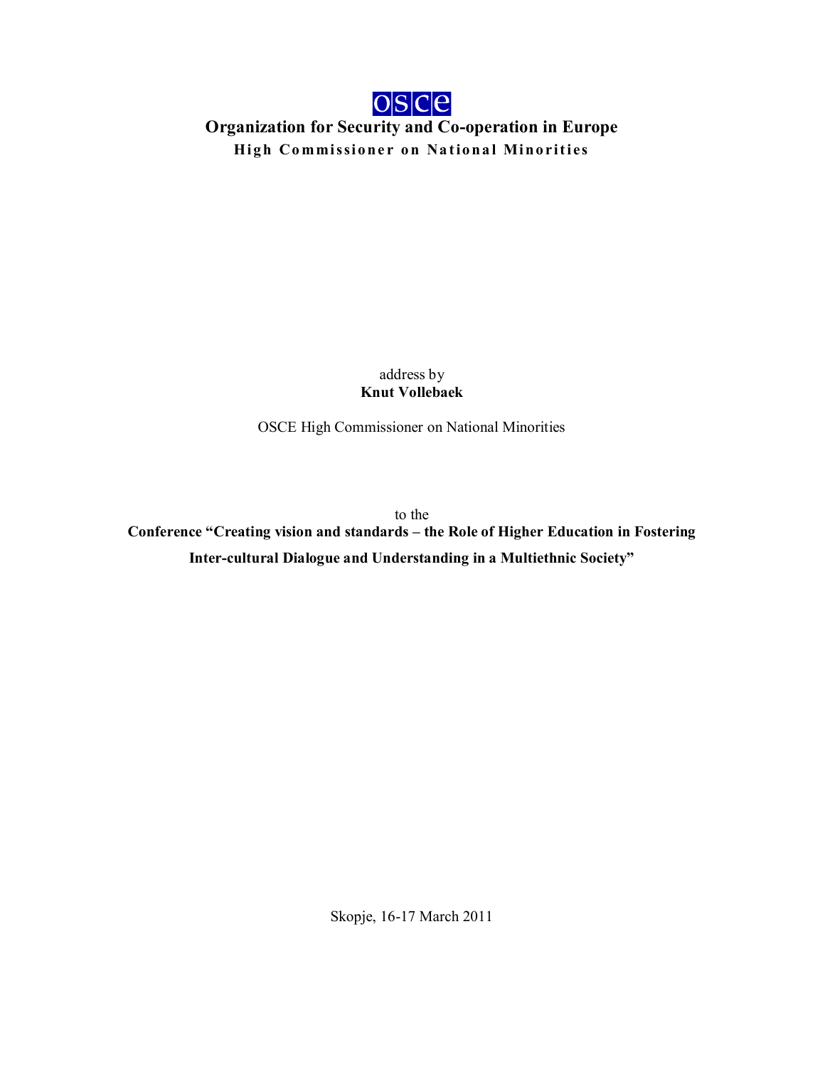osce

**Organization for Security and Co-operation in Europe**

**High Commissioner on National Minorities**

address by

**Knut Vollebaek**

OSCE High Commissioner on National Minorities

to the

**Conference “Creating vision and standards – the Role of Higher Education in Fostering Inter-cultural Dialogue and Understanding in a Multiethnic Society”**

Skopje, 16-17 March 2011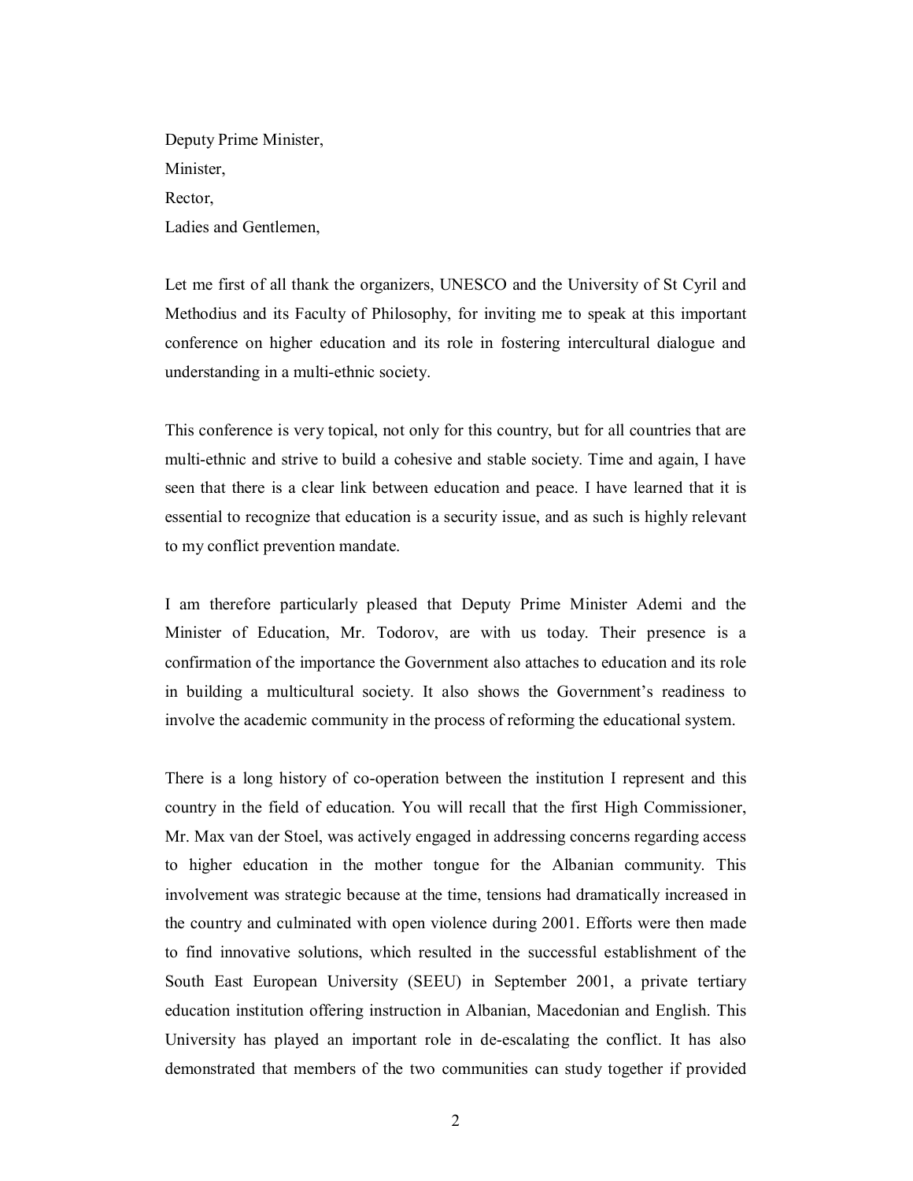Deputy Prime Minister,
Minister,
Rector,
Ladies and Gentlemen,

Let me first of all thank the organizers, UNESCO and the University of St Cyril and Methodius and its Faculty of Philosophy, for inviting me to speak at this important conference on higher education and its role in fostering intercultural dialogue and understanding in a multi-ethnic society.

This conference is very topical, not only for this country, but for all countries that are multi-ethnic and strive to build a cohesive and stable society. Time and again, I have seen that there is a clear link between education and peace. I have learned that it is essential to recognize that education is a security issue, and as such is highly relevant to my conflict prevention mandate.

I am therefore particularly pleased that Deputy Prime Minister Ademi and the Minister of Education, Mr. Todorov, are with us today. Their presence is a confirmation of the importance the Government also attaches to education and its role in building a multicultural society. It also shows the Government's readiness to involve the academic community in the process of reforming the educational system.

There is a long history of co-operation between the institution I represent and this country in the field of education. You will recall that the first High Commissioner, Mr. Max van der Stoel, was actively engaged in addressing concerns regarding access to higher education in the mother tongue for the Albanian community. This involvement was strategic because at the time, tensions had dramatically increased in the country and culminated with open violence during 2001. Efforts were then made to find innovative solutions, which resulted in the successful establishment of the South East European University (SEEU) in September 2001, a private tertiary education institution offering instruction in Albanian, Macedonian and English. This University has played an important role in de-escalating the conflict. It has also demonstrated that members of the two communities can study together if provided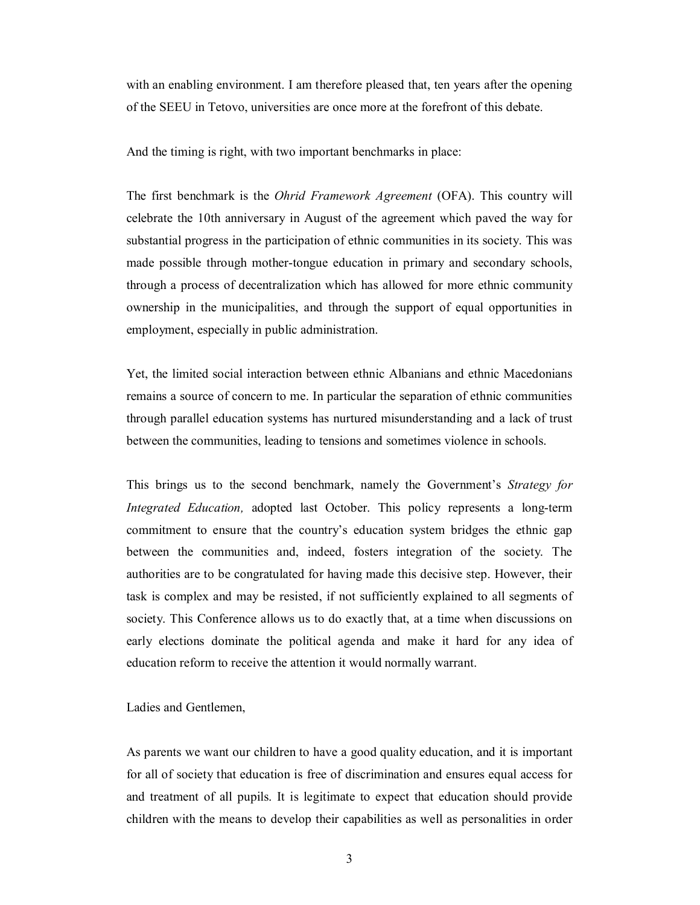with an enabling environment. I am therefore pleased that, ten years after the opening of the SEEU in Tetovo, universities are once more at the forefront of this debate.

And the timing is right, with two important benchmarks in place:

The first benchmark is the *Ohrid Framework Agreement* (OFA). This country will celebrate the 10th anniversary in August of the agreement which paved the way for substantial progress in the participation of ethnic communities in its society. This was made possible through mother-tongue education in primary and secondary schools, through a process of decentralization which has allowed for more ethnic community ownership in the municipalities, and through the support of equal opportunities in employment, especially in public administration.

Yet, the limited social interaction between ethnic Albanians and ethnic Macedonians remains a source of concern to me. In particular the separation of ethnic communities through parallel education systems has nurtured misunderstanding and a lack of trust between the communities, leading to tensions and sometimes violence in schools.

This brings us to the second benchmark, namely the Government's *Strategy for Integrated Education,* adopted last October. This policy represents a long-term commitment to ensure that the country's education system bridges the ethnic gap between the communities and, indeed, fosters integration of the society. The authorities are to be congratulated for having made this decisive step. However, their task is complex and may be resisted, if not sufficiently explained to all segments of society. This Conference allows us to do exactly that, at a time when discussions on early elections dominate the political agenda and make it hard for any idea of education reform to receive the attention it would normally warrant.

Ladies and Gentlemen,

As parents we want our children to have a good quality education, and it is important for all of society that education is free of discrimination and ensures equal access for and treatment of all pupils. It is legitimate to expect that education should provide children with the means to develop their capabilities as well as personalities in order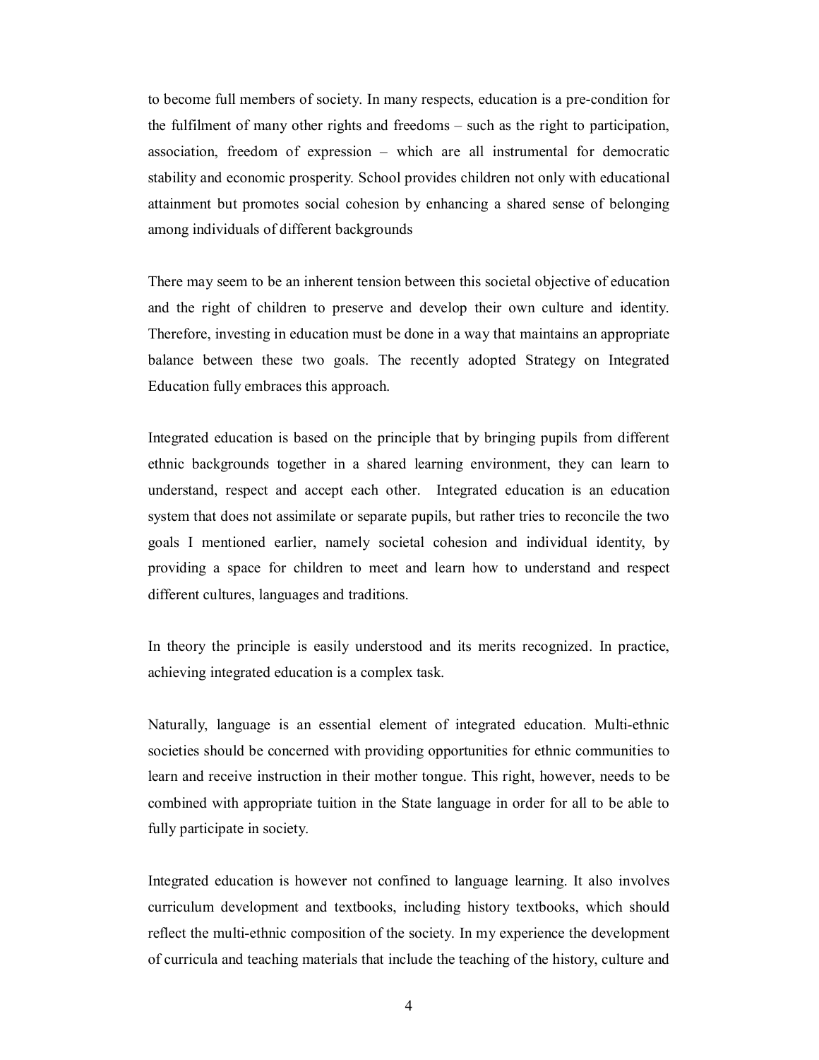to become full members of society. In many respects, education is a pre-condition for the fulfilment of many other rights and freedoms – such as the right to participation, association, freedom of expression – which are all instrumental for democratic stability and economic prosperity. School provides children not only with educational attainment but promotes social cohesion by enhancing a shared sense of belonging among individuals of different backgrounds

There may seem to be an inherent tension between this societal objective of education and the right of children to preserve and develop their own culture and identity. Therefore, investing in education must be done in a way that maintains an appropriate balance between these two goals. The recently adopted Strategy on Integrated Education fully embraces this approach.

Integrated education is based on the principle that by bringing pupils from different ethnic backgrounds together in a shared learning environment, they can learn to understand, respect and accept each other. Integrated education is an education system that does not assimilate or separate pupils, but rather tries to reconcile the two goals I mentioned earlier, namely societal cohesion and individual identity, by providing a space for children to meet and learn how to understand and respect different cultures, languages and traditions.

In theory the principle is easily understood and its merits recognized. In practice, achieving integrated education is a complex task.

Naturally, language is an essential element of integrated education. Multi-ethnic societies should be concerned with providing opportunities for ethnic communities to learn and receive instruction in their mother tongue. This right, however, needs to be combined with appropriate tuition in the State language in order for all to be able to fully participate in society.

Integrated education is however not confined to language learning. It also involves curriculum development and textbooks, including history textbooks, which should reflect the multi-ethnic composition of the society. In my experience the development of curricula and teaching materials that include the teaching of the history, culture and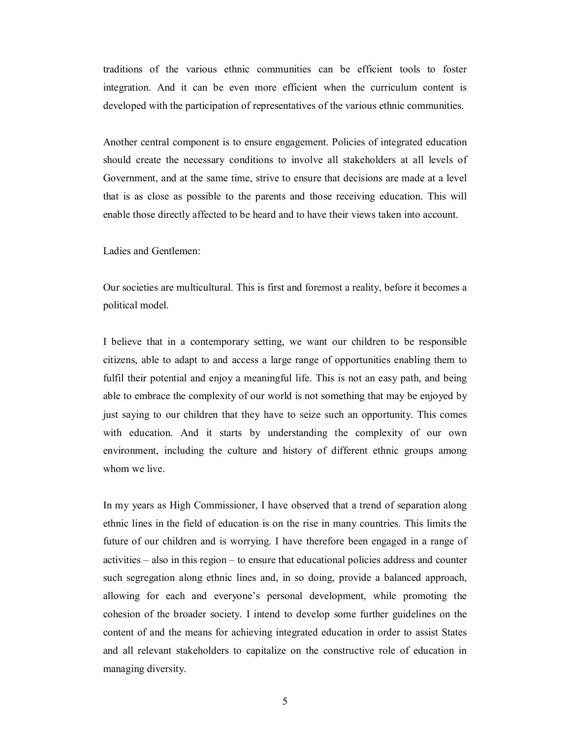traditions of the various ethnic communities can be efficient tools to foster integration. And it can be even more efficient when the curriculum content is developed with the participation of representatives of the various ethnic communities.

Another central component is to ensure engagement. Policies of integrated education should create the necessary conditions to involve all stakeholders at all levels of Government, and at the same time, strive to ensure that decisions are made at a level that is as close as possible to the parents and those receiving education. This will enable those directly affected to be heard and to have their views taken into account.

Ladies and Gentlemen:

Our societies are multicultural. This is first and foremost a reality, before it becomes a political model.

I believe that in a contemporary setting, we want our children to be responsible citizens, able to adapt to and access a large range of opportunities enabling them to fulfil their potential and enjoy a meaningful life. This is not an easy path, and being able to embrace the complexity of our world is not something that may be enjoyed by just saying to our children that they have to seize such an opportunity. This comes with education. And it starts by understanding the complexity of our own environment, including the culture and history of different ethnic groups among whom we live.

In my years as High Commissioner, I have observed that a trend of separation along ethnic lines in the field of education is on the rise in many countries. This limits the future of our children and is worrying. I have therefore been engaged in a range of activities – also in this region – to ensure that educational policies address and counter such segregation along ethnic lines and, in so doing, provide a balanced approach, allowing for each and everyone's personal development, while promoting the cohesion of the broader society. I intend to develop some further guidelines on the content of and the means for achieving integrated education in order to assist States and all relevant stakeholders to capitalize on the constructive role of education in managing diversity.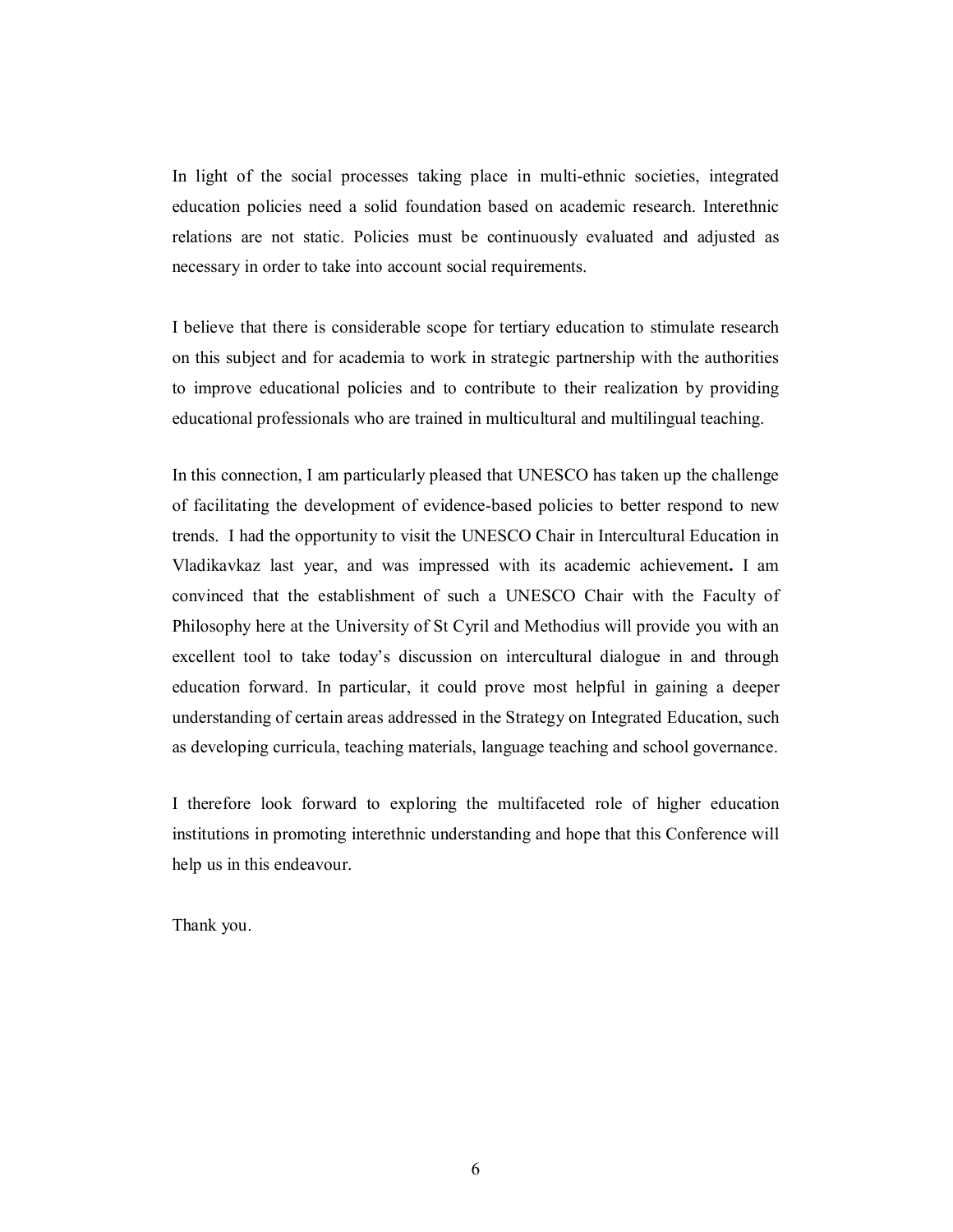In light of the social processes taking place in multi-ethnic societies, integrated education policies need a solid foundation based on academic research. Interethnic relations are not static. Policies must be continuously evaluated and adjusted as necessary in order to take into account social requirements.

I believe that there is considerable scope for tertiary education to stimulate research on this subject and for academia to work in strategic partnership with the authorities to improve educational policies and to contribute to their realization by providing educational professionals who are trained in multicultural and multilingual teaching.

In this connection, I am particularly pleased that UNESCO has taken up the challenge of facilitating the development of evidence-based policies to better respond to new trends. I had the opportunity to visit the UNESCO Chair in Intercultural Education in Vladikavkaz last year, and was impressed with its academic achievement**.** I am convinced that the establishment of such a UNESCO Chair with the Faculty of Philosophy here at the University of St Cyril and Methodius will provide you with an excellent tool to take today's discussion on intercultural dialogue in and through education forward. In particular, it could prove most helpful in gaining a deeper understanding of certain areas addressed in the Strategy on Integrated Education, such as developing curricula, teaching materials, language teaching and school governance.

I therefore look forward to exploring the multifaceted role of higher education institutions in promoting interethnic understanding and hope that this Conference will help us in this endeavour.

Thank you.